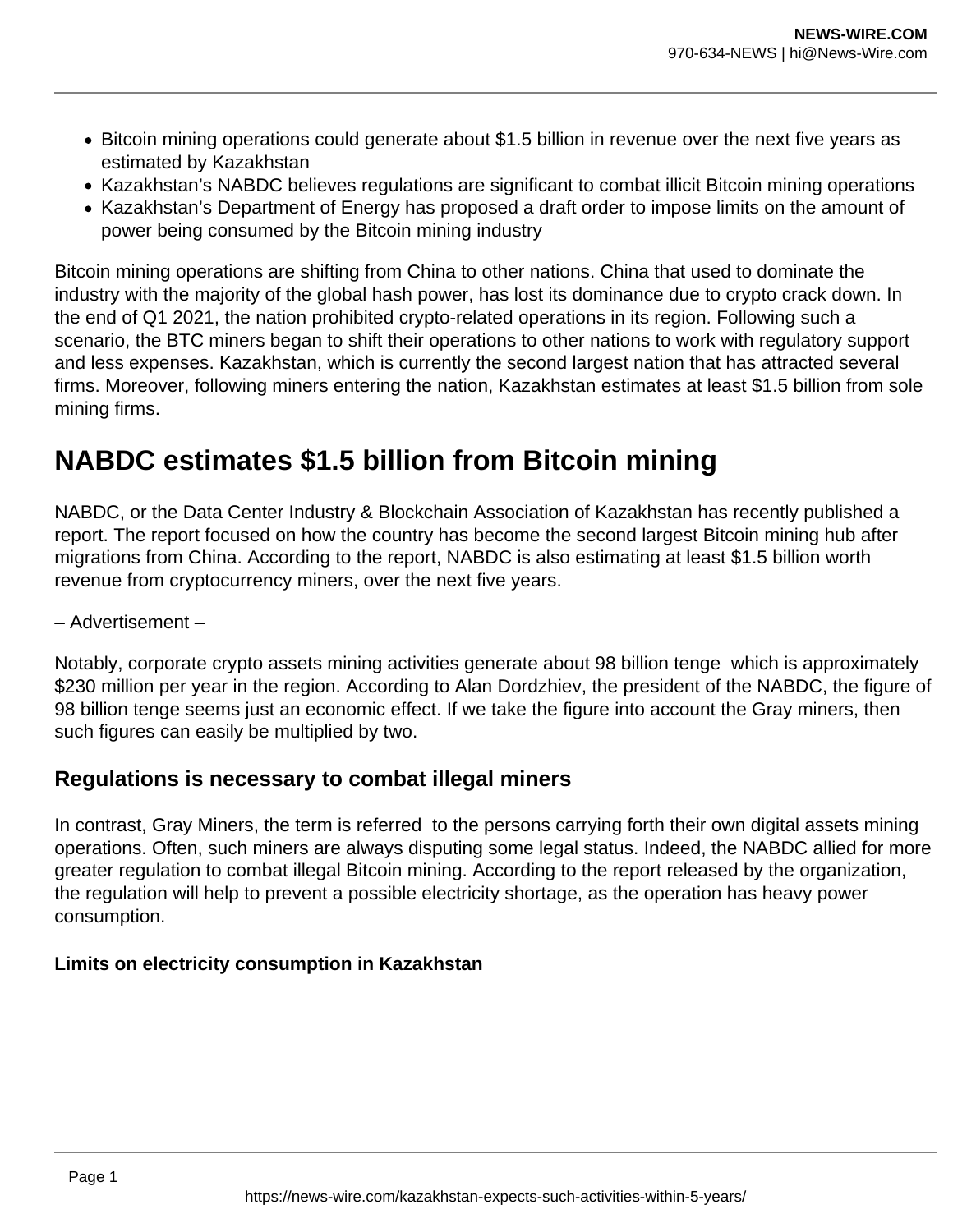- Bitcoin mining operations could generate about $1.5 billion in revenue over the next five years as estimated by Kazakhstan
- Kazakhstan's NABDC believes regulations are significant to combat illicit Bitcoin mining operations
- Kazakhstan's Department of Energy has proposed a draft order to impose limits on the amount of power being consumed by the Bitcoin mining industry

Bitcoin mining operations are shifting from China to other nations. China that used to dominate the industry with the majority of the global hash power, has lost its dominance due to crypto crack down. In the end of Q1 2021, the nation prohibited crypto-related operations in its region. Following such a scenario, the BTC miners began to shift their operations to other nations to work with regulatory support and less expenses. Kazakhstan, which is currently the second largest nation that has attracted several firms. Moreover, following miners entering the nation, Kazakhstan estimates at least $1.5 billion from sole mining firms.

# NABDC estimates $1.5 billion from Bitcoin mining

NABDC, or the Data Center Industry & Blockchain Association of Kazakhstan has recently published a report. The report focused on how the country has become the second largest Bitcoin mining hub after migrations from China. According to the report, NABDC is also estimating at least $1.5 billion worth revenue from cryptocurrency miners, over the next five years.

– Advertisement –

Notably, corporate crypto assets mining activities generate about 98 billion tenge which is approximately $230 million per year in the region. According to Alan Dordzhiev, the president of the NABDC, the figure of 98 billion tenge seems just an economic effect. If we take the figure into account the Gray miners, then such figures can easily be multiplied by two.

## Regulations is necessary to combat illegal miners

In contrast, Gray Miners, the term is referred to the persons carrying forth their own digital assets mining operations. Often, such miners are always disputing some legal status. Indeed, the NABDC allied for more greater regulation to combat illegal Bitcoin mining. According to the report released by the organization, the regulation will help to prevent a possible electricity shortage, as the operation has heavy power consumption.

### Limits on electricity consumption in Kazakhstan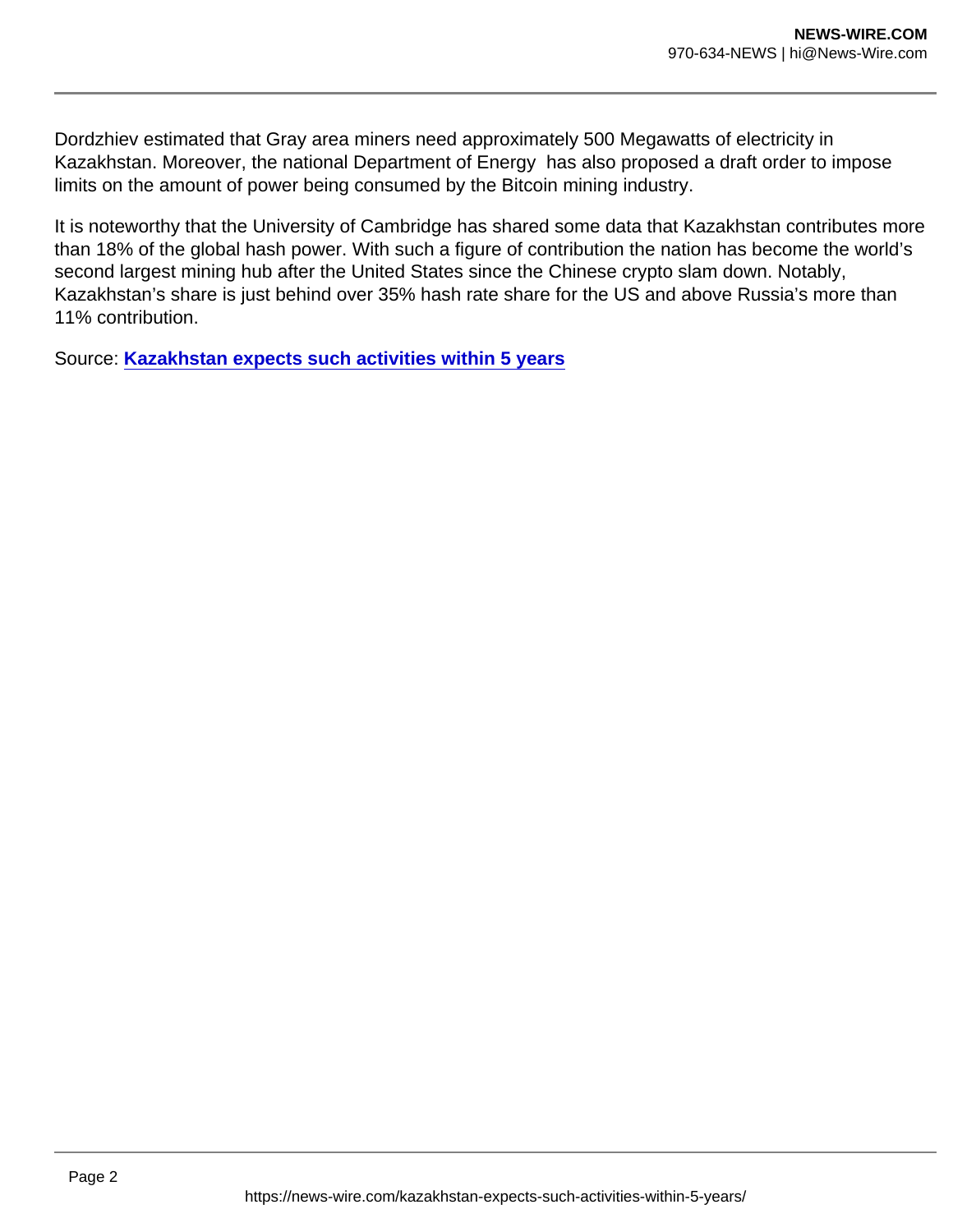Dordzhiev estimated that Gray area miners need approximately 500 Megawatts of electricity in Kazakhstan. Moreover, the national Department of Energy  has also proposed a draft order to impose limits on the amount of power being consumed by the Bitcoin mining industry.

It is noteworthy that the University of Cambridge has shared some data that Kazakhstan contributes more than 18% of the global hash power. With such a figure of contribution the nation has become the world's second largest mining hub after the United States since the Chinese crypto slam down. Notably, Kazakhstan's share is just behind over 35% hash rate share for the US and above Russia's more than 11% contribution.

Source: **Kazakhstan expects such activities within 5 years**